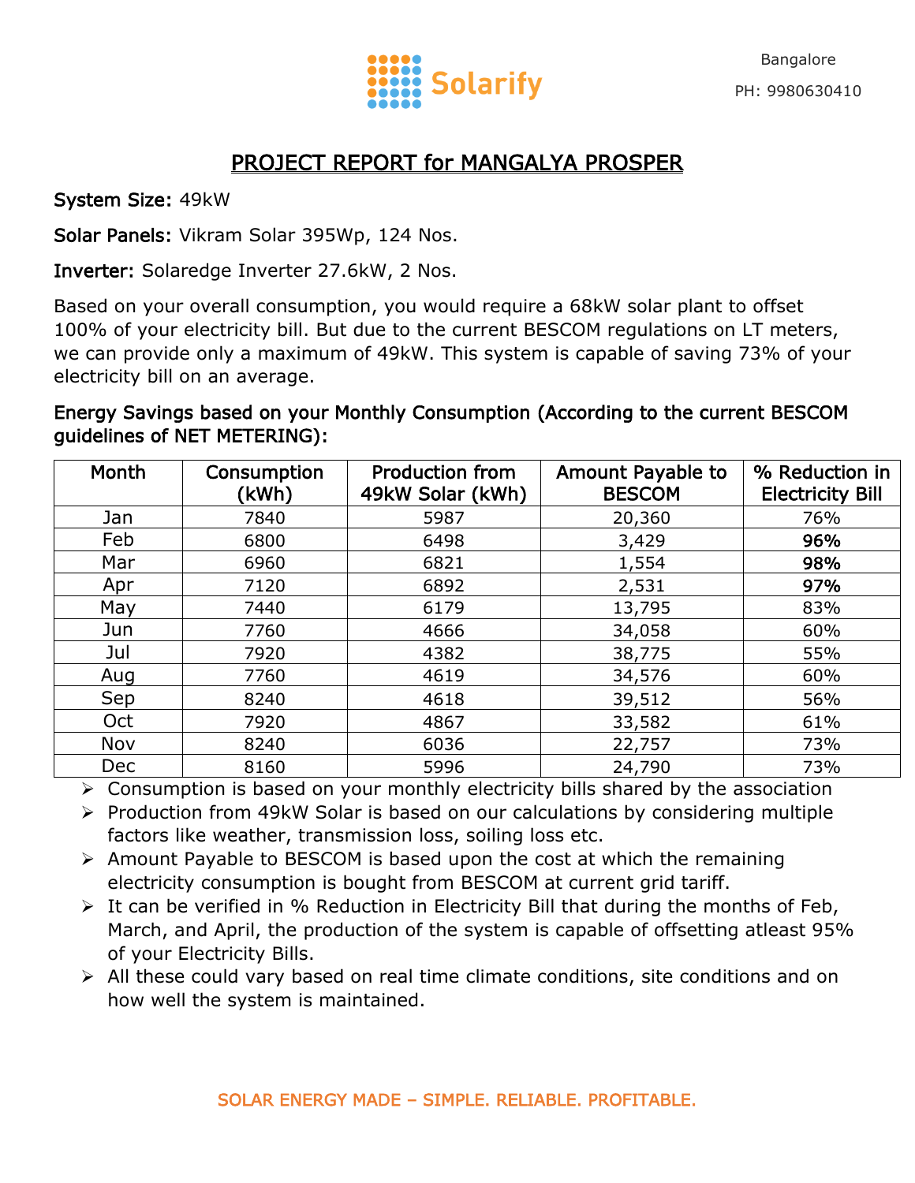Solarify

Bangalore

PH: 9980630410

# PROJECT REPORT for MANGALYA PROSPER

System Size: 49kW

Solar Panels: Vikram Solar 395Wp, 124 Nos.

Inverter: Solaredge Inverter 27.6kW, 2 Nos.

Based on your overall consumption, you would require a 68kW solar plant to offset 100% of your electricity bill. But due to the current BESCOM regulations on LT meters, we can provide only a maximum of 49kW. This system is capable of saving 73% of your electricity bill on an average.

Energy Savings based on your Monthly Consumption (According to the current BESCOM guidelines of NET METERING):

| Month | Consumption (kWh) | Production from 49kW Solar (kWh) | Amount Payable to BESCOM | % Reduction in Electricity Bill |
|---|---|---|---|---|
| Jan | 7840 | 5987 | 20,360 | 76% |
| Feb | 6800 | 6498 | 3,429 | **96%** |
| Mar | 6960 | 6821 | 1,554 | **98%** |
| Apr | 7120 | 6892 | 2,531 | **97%** |
| May | 7440 | 6179 | 13,795 | 83% |
| Jun | 7760 | 4666 | 34,058 | 60% |
| Jul | 7920 | 4382 | 38,775 | 55% |
| Aug | 7760 | 4619 | 34,576 | 60% |
| Sep | 8240 | 4618 | 39,512 | 56% |
| Oct | 7920 | 4867 | 33,582 | 61% |
| Nov | 8240 | 6036 | 22,757 | 73% |
| Dec | 8160 | 5996 | 24,790 | 73% |

- Consumption is based on your monthly electricity bills shared by the association
- Production from 49kW Solar is based on our calculations by considering multiple factors like weather, transmission loss, soiling loss etc.
- Amount Payable to BESCOM is based upon the cost at which the remaining electricity consumption is bought from BESCOM at current grid tariff.
- It can be verified in % Reduction in Electricity Bill that during the months of Feb, March, and April, the production of the system is capable of offsetting atleast 95% of your Electricity Bills.
- All these could vary based on real time climate conditions, site conditions and on how well the system is maintained.

SOLAR ENERGY MADE – SIMPLE. RELIABLE. PROFITABLE.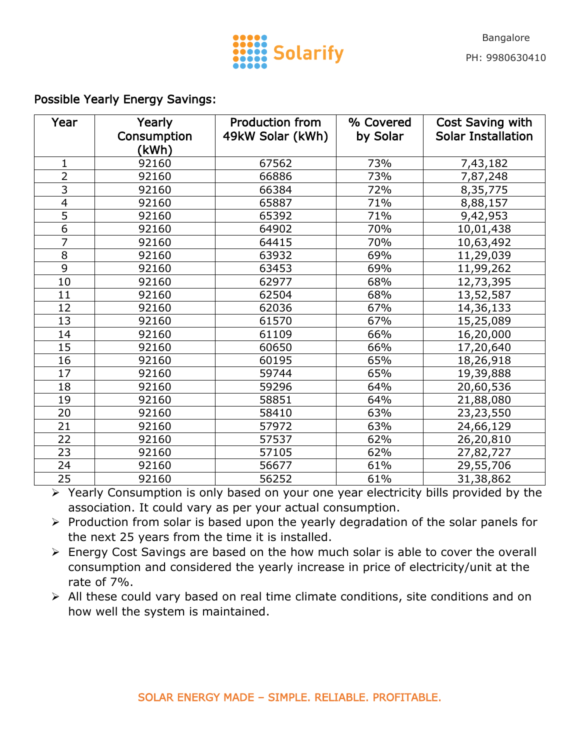Solarify

Bangalore

PH: 9980630410

Possible Yearly Energy Savings:

| Year | Yearly Consumption (kWh) | Production from 49kW Solar (kWh) | % Covered by Solar | Cost Saving with Solar Installation |
|---|---|---|---|---|
| 1 | 92160 | 67562 | 73% | 7,43,182 |
| 2 | 92160 | 66886 | 73% | 7,87,248 |
| 3 | 92160 | 66384 | 72% | 8,35,775 |
| 4 | 92160 | 65887 | 71% | 8,88,157 |
| 5 | 92160 | 65392 | 71% | 9,42,953 |
| 6 | 92160 | 64902 | 70% | 10,01,438 |
| 7 | 92160 | 64415 | 70% | 10,63,492 |
| 8 | 92160 | 63932 | 69% | 11,29,039 |
| 9 | 92160 | 63453 | 69% | 11,99,262 |
| 10 | 92160 | 62977 | 68% | 12,73,395 |
| 11 | 92160 | 62504 | 68% | 13,52,587 |
| 12 | 92160 | 62036 | 67% | 14,36,133 |
| 13 | 92160 | 61570 | 67% | 15,25,089 |
| 14 | 92160 | 61109 | 66% | 16,20,000 |
| 15 | 92160 | 60650 | 66% | 17,20,640 |
| 16 | 92160 | 60195 | 65% | 18,26,918 |
| 17 | 92160 | 59744 | 65% | 19,39,888 |
| 18 | 92160 | 59296 | 64% | 20,60,536 |
| 19 | 92160 | 58851 | 64% | 21,88,080 |
| 20 | 92160 | 58410 | 63% | 23,23,550 |
| 21 | 92160 | 57972 | 63% | 24,66,129 |
| 22 | 92160 | 57537 | 62% | 26,20,810 |
| 23 | 92160 | 57105 | 62% | 27,82,727 |
| 24 | 92160 | 56677 | 61% | 29,55,706 |
| 25 | 92160 | 56252 | 61% | 31,38,862 |

- Yearly Consumption is only based on your one year electricity bills provided by the association. It could vary as per your actual consumption.
- Production from solar is based upon the yearly degradation of the solar panels for the next 25 years from the time it is installed.
- Energy Cost Savings are based on the how much solar is able to cover the overall consumption and considered the yearly increase in price of electricity/unit at the rate of 7%.
- All these could vary based on real time climate conditions, site conditions and on how well the system is maintained.

SOLAR ENERGY MADE – SIMPLE. RELIABLE. PROFITABLE.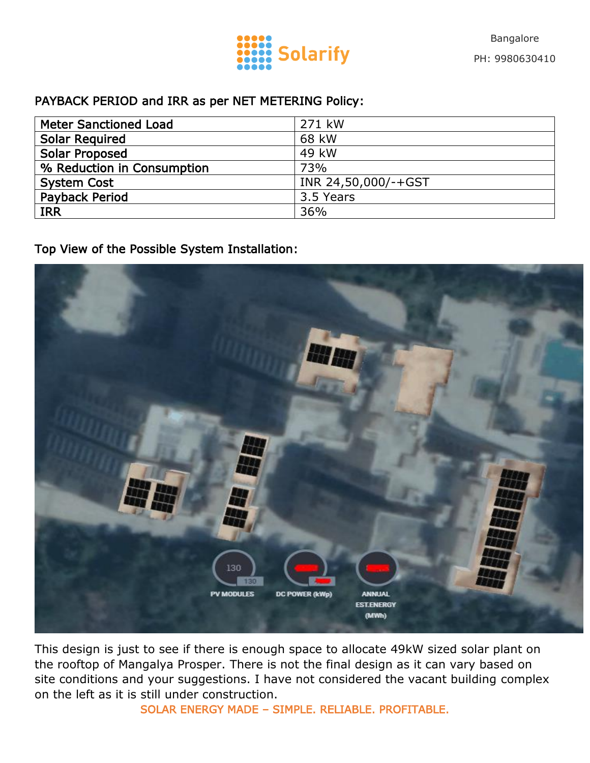## PAYBACK PERIOD and IRR as per NET METERING Policy:

| Meter Sanctioned Load | 271 kW |
|---|---|
| Solar Required | 68 kW |
| Solar Proposed | 49 kW |
| % Reduction in Consumption | 73% |
| System Cost | INR 24,50,000/-+GST |
| Payback Period | 3.5 Years |
| IRR | 36% |

## Top View of the Possible System Installation:

This design is just to see if there is enough space to allocate 49kW sized solar plant on the rooftop of Mangalya Prosper. There is not the final design as it can vary based on site conditions and your suggestions. I have not considered the vacant building complex on the left as it is still under construction.

SOLAR ENERGY MADE – SIMPLE. RELIABLE. PROFITABLE.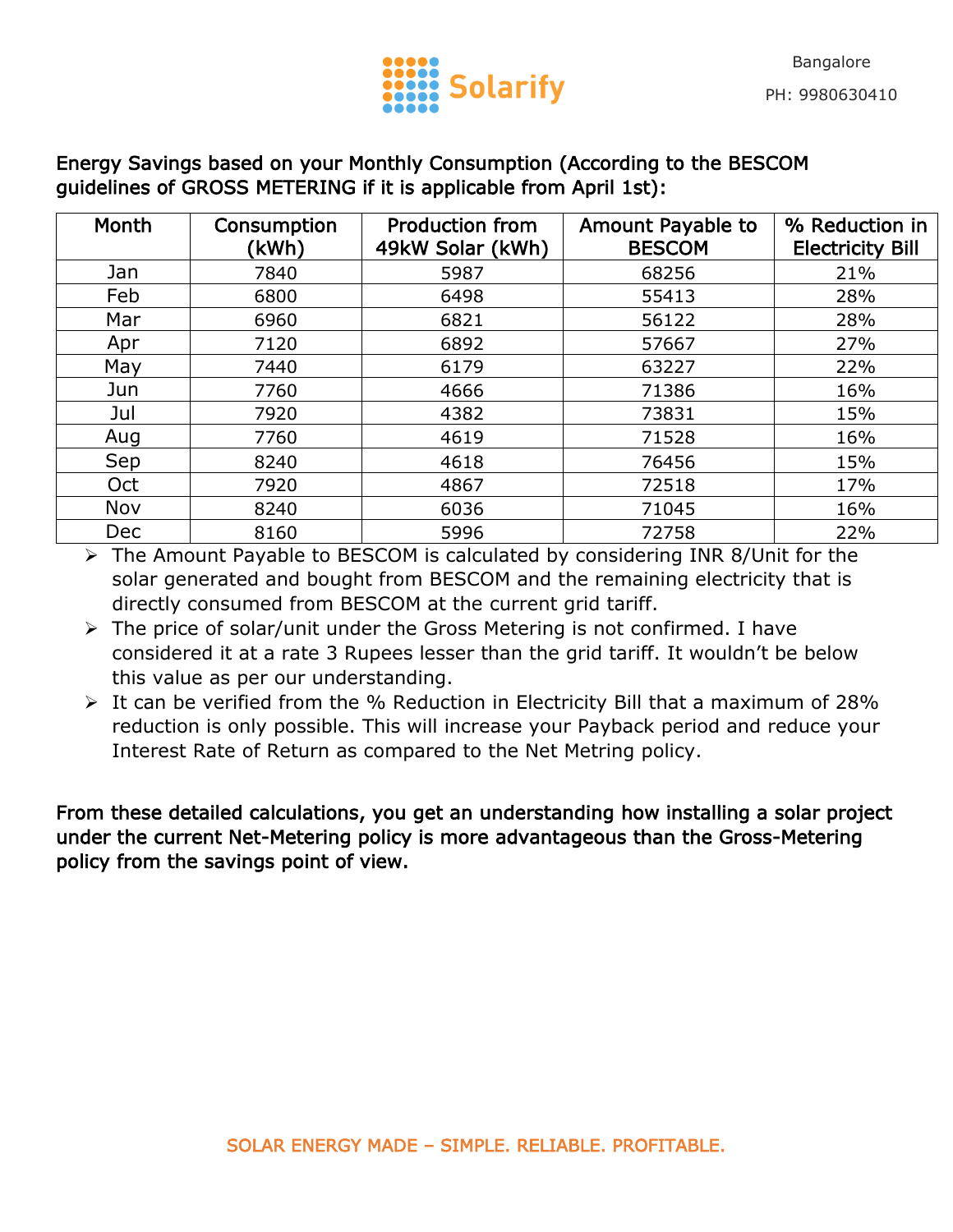Energy Savings based on your Monthly Consumption (According to the BESCOM guidelines of GROSS METERING if it is applicable from April 1st):

| Month | Consumption (kWh) | Production from 49kW Solar (kWh) | Amount Payable to BESCOM | % Reduction in Electricity Bill |
|---|---|---|---|---|
| Jan | 7840 | 5987 | 68256 | 21% |
| Feb | 6800 | 6498 | 55413 | 28% |
| Mar | 6960 | 6821 | 56122 | 28% |
| Apr | 7120 | 6892 | 57667 | 27% |
| May | 7440 | 6179 | 63227 | 22% |
| Jun | 7760 | 4666 | 71386 | 16% |
| Jul | 7920 | 4382 | 73831 | 15% |
| Aug | 7760 | 4619 | 71528 | 16% |
| Sep | 8240 | 4618 | 76456 | 15% |
| Oct | 7920 | 4867 | 72518 | 17% |
| Nov | 8240 | 6036 | 71045 | 16% |
| Dec | 8160 | 5996 | 72758 | 22% |

- The Amount Payable to BESCOM is calculated by considering INR 8/Unit for the solar generated and bought from BESCOM and the remaining electricity that is directly consumed from BESCOM at the current grid tariff.
- The price of solar/unit under the Gross Metering is not confirmed. I have considered it at a rate 3 Rupees lesser than the grid tariff. It wouldn't be below this value as per our understanding.
- It can be verified from the % Reduction in Electricity Bill that a maximum of 28% reduction is only possible. This will increase your Payback period and reduce your Interest Rate of Return as compared to the Net Metring policy.

**From these detailed calculations, you get an understanding how installing a solar project under the current Net-Metering policy is more advantageous than the Gross-Metering policy from the savings point of view.**